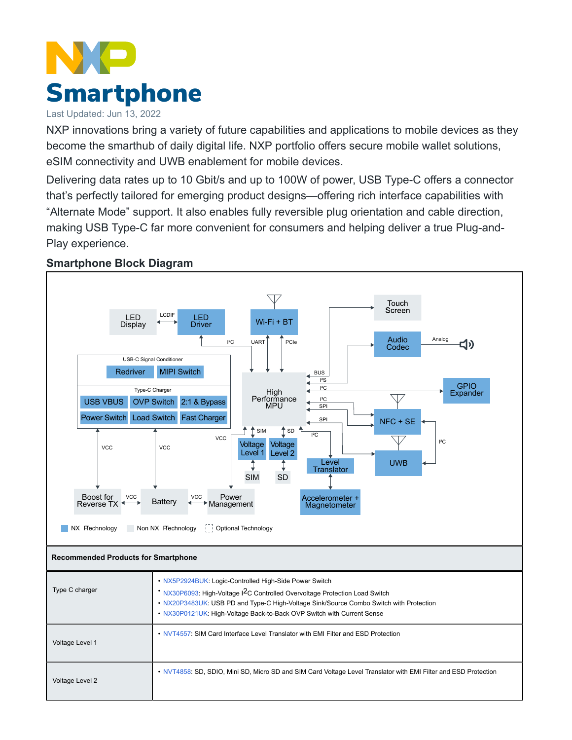# Smartphone

Last Updated: Jun 13, 2022

NXP innovations bring a variety of future capabilities and applications to mobile devices as they become the smarthub of daily digital life. NXP portfolio offers secure mobile wallet solutions, eSIM connectivity and UWB enablement for mobile devices.

Delivering data rates up to 10 Gbit/s and up to 100W of power, USB Type-C offers a connector that's perfectly tailored for emerging product designs—offering rich interface capabilities with "Alternate Mode" support. It also enables fully reversible plug orientation and cable direction, making USB Type-C far more convenient for consumers and helping deliver a true Plug-and-Play experience.

## Smartphone Block Diagram

| Recommended Products for Smartphone | |
|---|---|
| Type C charger | • NX5P2924BUK: Logic-Controlled High-Side Power Switch<br>• NX30P6093: High-Voltage I2C Controlled Overvoltage Protection Load Switch<br>• NX20P3483UK: USB PD and Type-C High-Voltage Sink/Source Combo Switch with Protection<br>• NX30P0121UK: High-Voltage Back-to-Back OVP Switch with Current Sense |
| Voltage Level 1 | • NVT4557: SIM Card Interface Level Translator with EMI Filter and ESD Protection |
| Voltage Level 2 | • NVT4858: SD, SDIO, Mini SD, Micro SD and SIM Card Voltage Level Translator with EMI Filter and ESD Protection |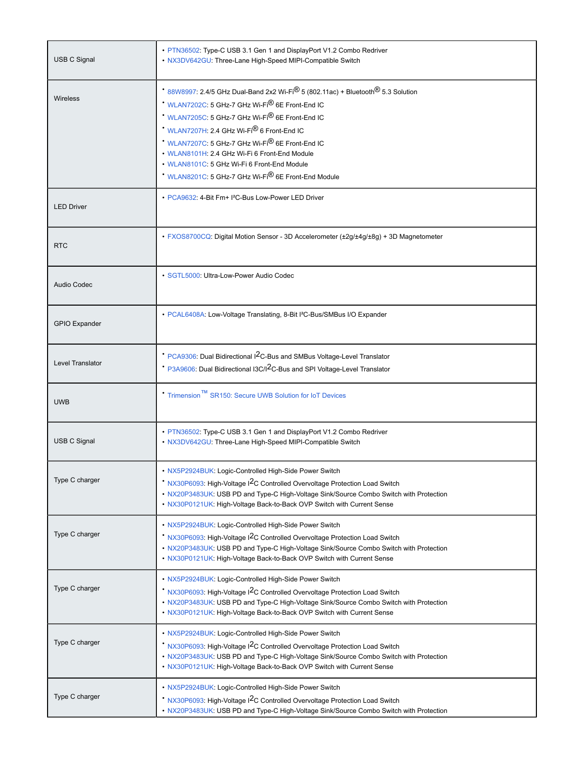| | |
|---|---|
| USB C Signal | • PTN36502: Type-C USB 3.1 Gen 1 and DisplayPort V1.2 Combo Redriver<br>• NX3DV642GU: Three-Lane High-Speed MIPI-Compatible Switch |
| Wireless | • 88W8997: 2.4/5 GHz Dual-Band 2x2 Wi-Fi® 5 (802.11ac) + Bluetooth® 5.3 Solution<br>• WLAN7202C: 5 GHz-7 GHz Wi-Fi® 6E Front-End IC<br>• WLAN7205C: 5 GHz-7 GHz Wi-Fi® 6E Front-End IC<br>• WLAN7207H: 2.4 GHz Wi-Fi® 6 Front-End IC<br>• WLAN7207C: 5 GHz-7 GHz Wi-Fi® 6E Front-End IC<br>• WLAN8101H: 2.4 GHz Wi-Fi 6 Front-End Module<br>• WLAN8101C: 5 GHz Wi-Fi 6 Front-End Module<br>• WLAN8201C: 5 GHz-7 GHz Wi-Fi® 6E Front-End Module |
| LED Driver | • PCA9632: 4-Bit Fm+ I²C-Bus Low-Power LED Driver |
| RTC | • FXOS8700CQ: Digital Motion Sensor - 3D Accelerometer (±2g/±4g/±8g) + 3D Magnetometer |
| Audio Codec | • SGTL5000: Ultra-Low-Power Audio Codec |
| GPIO Expander | • PCAL6408A: Low-Voltage Translating, 8-Bit I²C-Bus/SMBus I/O Expander |
| Level Translator | • PCA9306: Dual Bidirectional I²C-Bus and SMBus Voltage-Level Translator<br>• P3A9606: Dual Bidirectional I3C/I²C-Bus and SPI Voltage-Level Translator |
| UWB | • Trimension™ SR150: Secure UWB Solution for IoT Devices |
| USB C Signal | • PTN36502: Type-C USB 3.1 Gen 1 and DisplayPort V1.2 Combo Redriver<br>• NX3DV642GU: Three-Lane High-Speed MIPI-Compatible Switch |
| Type C charger | • NX5P2924BUK: Logic-Controlled High-Side Power Switch<br>• NX30P6093: High-Voltage I²C Controlled Overvoltage Protection Load Switch<br>• NX20P3483UK: USB PD and Type-C High-Voltage Sink/Source Combo Switch with Protection<br>• NX30P0121UK: High-Voltage Back-to-Back OVP Switch with Current Sense |
| Type C charger | • NX5P2924BUK: Logic-Controlled High-Side Power Switch<br>• NX30P6093: High-Voltage I²C Controlled Overvoltage Protection Load Switch<br>• NX20P3483UK: USB PD and Type-C High-Voltage Sink/Source Combo Switch with Protection<br>• NX30P0121UK: High-Voltage Back-to-Back OVP Switch with Current Sense |
| Type C charger | • NX5P2924BUK: Logic-Controlled High-Side Power Switch<br>• NX30P6093: High-Voltage I²C Controlled Overvoltage Protection Load Switch<br>• NX20P3483UK: USB PD and Type-C High-Voltage Sink/Source Combo Switch with Protection<br>• NX30P0121UK: High-Voltage Back-to-Back OVP Switch with Current Sense |
| Type C charger | • NX5P2924BUK: Logic-Controlled High-Side Power Switch<br>• NX30P6093: High-Voltage I²C Controlled Overvoltage Protection Load Switch<br>• NX20P3483UK: USB PD and Type-C High-Voltage Sink/Source Combo Switch with Protection<br>• NX30P0121UK: High-Voltage Back-to-Back OVP Switch with Current Sense |
| Type C charger | • NX5P2924BUK: Logic-Controlled High-Side Power Switch<br>• NX30P6093: High-Voltage I²C Controlled Overvoltage Protection Load Switch<br>• NX20P3483UK: USB PD and Type-C High-Voltage Sink/Source Combo Switch with Protection |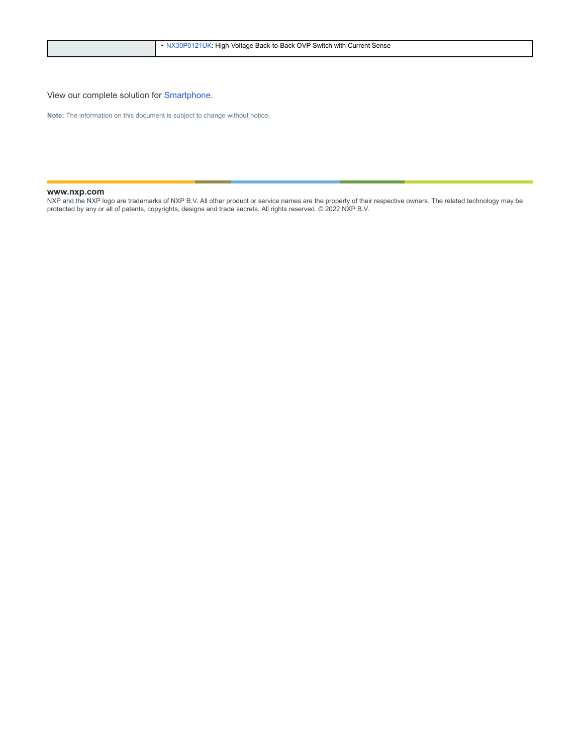| | |
|---|---|
| | • NX30P0121UK: High-Voltage Back-to-Back OVP Switch with Current Sense |

View our complete solution for Smartphone.

**Note:** The information on this document is subject to change without notice.

**www.nxp.com**

NXP and the NXP logo are trademarks of NXP B.V. All other product or service names are the property of their respective owners. The related technology may be protected by any or all of patents, copyrights, designs and trade secrets. All rights reserved. © 2022 NXP B.V.